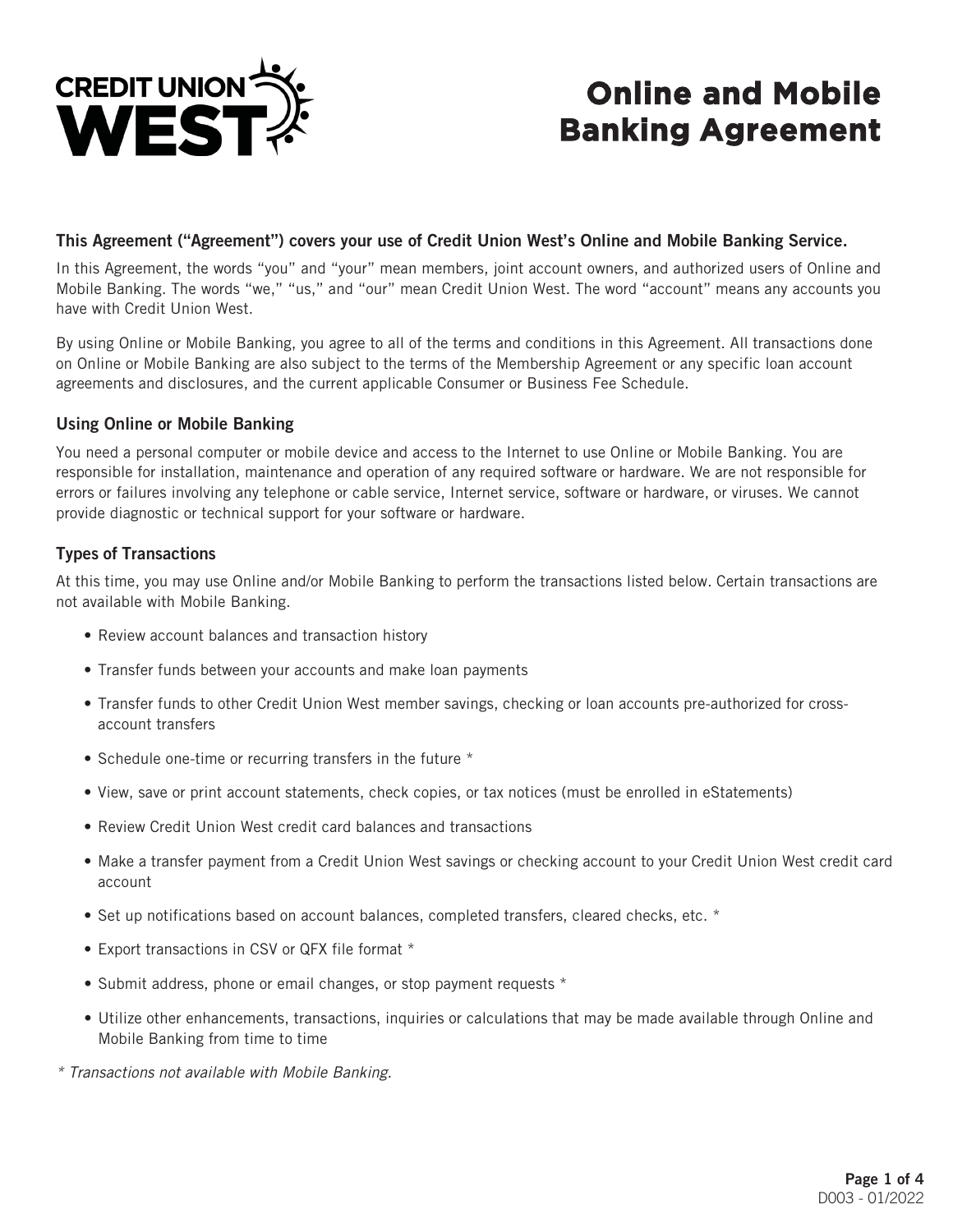# Online and Mobile Banking Agreement

**This Agreement ("Agreement") covers your use of Credit Union West's Online and Mobile Banking Service.**

In this Agreement, the words "you" and "your" mean members, joint account owners, and authorized users of Online and Mobile Banking. The words "we," "us," and "our" mean Credit Union West. The word "account" means any accounts you have with Credit Union West.

By using Online or Mobile Banking, you agree to all of the terms and conditions in this Agreement. All transactions done on Online or Mobile Banking are also subject to the terms of the Membership Agreement or any specific loan account agreements and disclosures, and the current applicable Consumer or Business Fee Schedule.

### Using Online or Mobile Banking

You need a personal computer or mobile device and access to the Internet to use Online or Mobile Banking. You are responsible for installation, maintenance and operation of any required software or hardware. We are not responsible for errors or failures involving any telephone or cable service, Internet service, software or hardware, or viruses. We cannot provide diagnostic or technical support for your software or hardware.

### Types of Transactions

At this time, you may use Online and/or Mobile Banking to perform the transactions listed below. Certain transactions are not available with Mobile Banking.

- Review account balances and transaction history
- Transfer funds between your accounts and make loan payments
- Transfer funds to other Credit Union West member savings, checking or loan accounts pre-authorized for cross-account transfers
- Schedule one-time or recurring transfers in the future *
- View, save or print account statements, check copies, or tax notices (must be enrolled in eStatements)
- Review Credit Union West credit card balances and transactions
- Make a transfer payment from a Credit Union West savings or checking account to your Credit Union West credit card account
- Set up notifications based on account balances, completed transfers, cleared checks, etc. *
- Export transactions in CSV or QFX file format *
- Submit address, phone or email changes, or stop payment requests *
- Utilize other enhancements, transactions, inquiries or calculations that may be made available through Online and Mobile Banking from time to time

*\* Transactions not available with Mobile Banking.*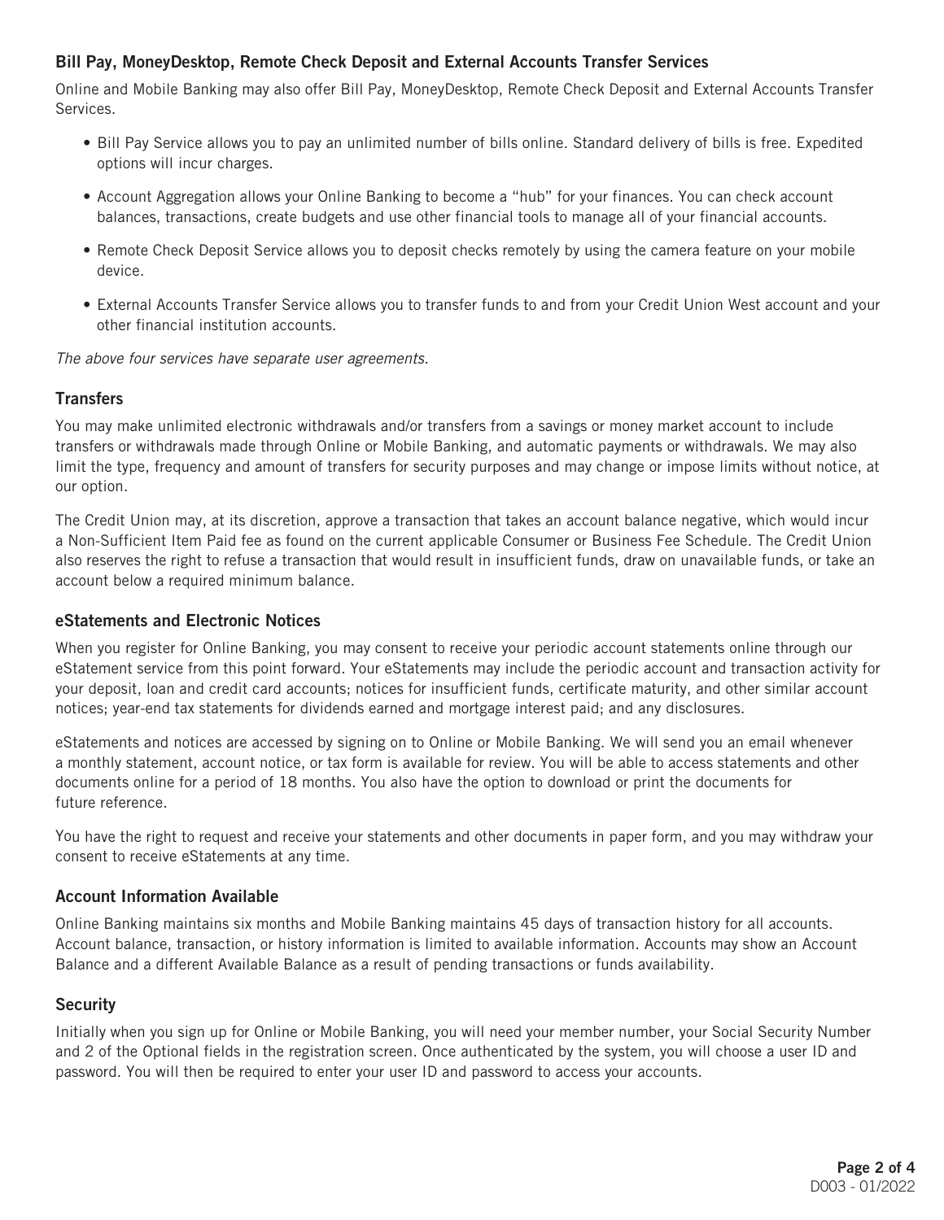## Bill Pay, MoneyDesktop, Remote Check Deposit and External Accounts Transfer Services

Online and Mobile Banking may also offer Bill Pay, MoneyDesktop, Remote Check Deposit and External Accounts Transfer Services.

- Bill Pay Service allows you to pay an unlimited number of bills online. Standard delivery of bills is free. Expedited options will incur charges.
- Account Aggregation allows your Online Banking to become a "hub" for your finances. You can check account balances, transactions, create budgets and use other financial tools to manage all of your financial accounts.
- Remote Check Deposit Service allows you to deposit checks remotely by using the camera feature on your mobile device.
- External Accounts Transfer Service allows you to transfer funds to and from your Credit Union West account and your other financial institution accounts.

*The above four services have separate user agreements.*

## Transfers

You may make unlimited electronic withdrawals and/or transfers from a savings or money market account to include transfers or withdrawals made through Online or Mobile Banking, and automatic payments or withdrawals. We may also limit the type, frequency and amount of transfers for security purposes and may change or impose limits without notice, at our option.

The Credit Union may, at its discretion, approve a transaction that takes an account balance negative, which would incur a Non-Sufficient Item Paid fee as found on the current applicable Consumer or Business Fee Schedule. The Credit Union also reserves the right to refuse a transaction that would result in insufficient funds, draw on unavailable funds, or take an account below a required minimum balance.

## eStatements and Electronic Notices

When you register for Online Banking, you may consent to receive your periodic account statements online through our eStatement service from this point forward. Your eStatements may include the periodic account and transaction activity for your deposit, loan and credit card accounts; notices for insufficient funds, certificate maturity, and other similar account notices; year-end tax statements for dividends earned and mortgage interest paid; and any disclosures.

eStatements and notices are accessed by signing on to Online or Mobile Banking. We will send you an email whenever a monthly statement, account notice, or tax form is available for review. You will be able to access statements and other documents online for a period of 18 months. You also have the option to download or print the documents for future reference.

You have the right to request and receive your statements and other documents in paper form, and you may withdraw your consent to receive eStatements at any time.

## Account Information Available

Online Banking maintains six months and Mobile Banking maintains 45 days of transaction history for all accounts. Account balance, transaction, or history information is limited to available information. Accounts may show an Account Balance and a different Available Balance as a result of pending transactions or funds availability.

## Security

Initially when you sign up for Online or Mobile Banking, you will need your member number, your Social Security Number and 2 of the Optional fields in the registration screen. Once authenticated by the system, you will choose a user ID and password. You will then be required to enter your user ID and password to access your accounts.

D003 - 01/2022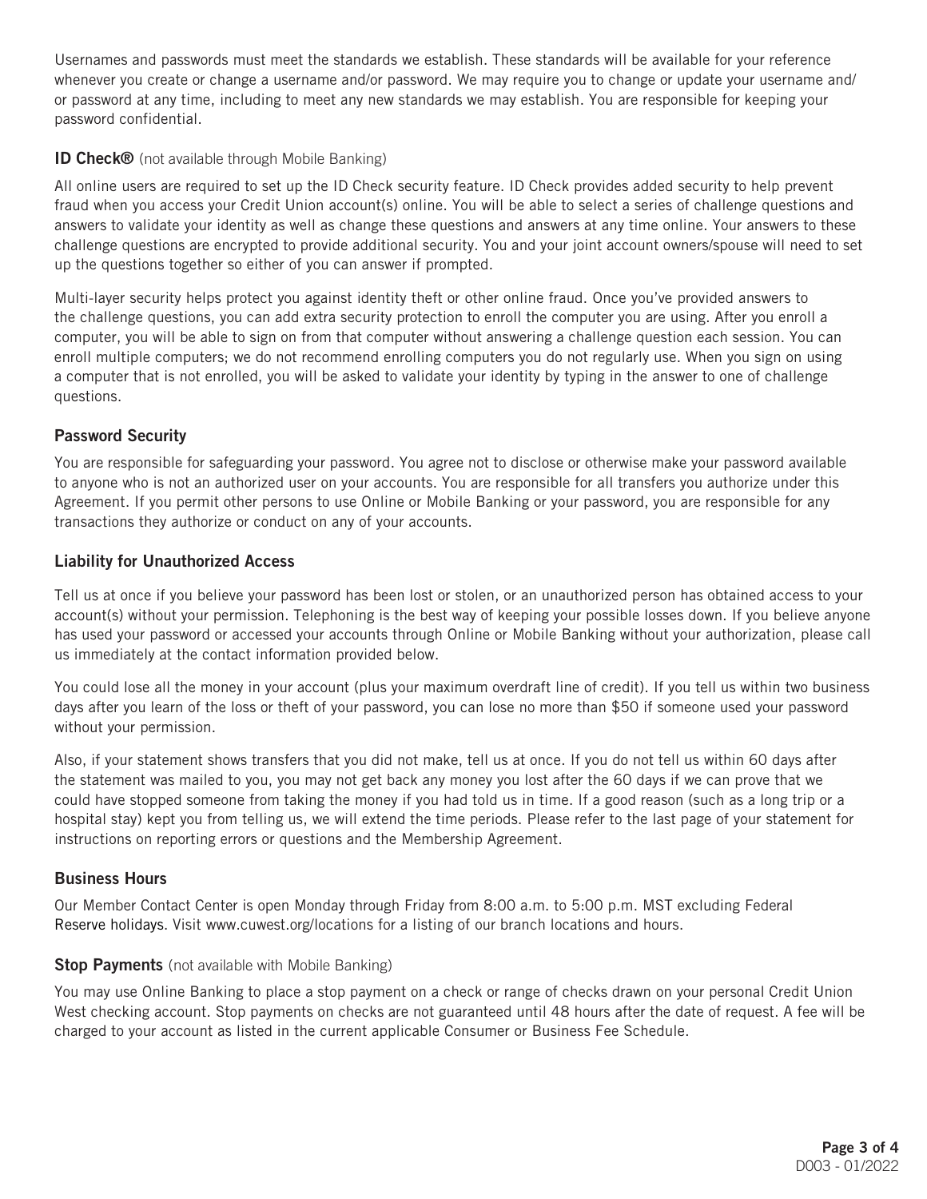Usernames and passwords must meet the standards we establish. These standards will be available for your reference whenever you create or change a username and/or password. We may require you to change or update your username and/or password at any time, including to meet any new standards we may establish. You are responsible for keeping your password confidential.

### ID Check® (not available through Mobile Banking)

All online users are required to set up the ID Check security feature. ID Check provides added security to help prevent fraud when you access your Credit Union account(s) online. You will be able to select a series of challenge questions and answers to validate your identity as well as change these questions and answers at any time online. Your answers to these challenge questions are encrypted to provide additional security. You and your joint account owners/spouse will need to set up the questions together so either of you can answer if prompted.

Multi-layer security helps protect you against identity theft or other online fraud. Once you've provided answers to the challenge questions, you can add extra security protection to enroll the computer you are using. After you enroll a computer, you will be able to sign on from that computer without answering a challenge question each session. You can enroll multiple computers; we do not recommend enrolling computers you do not regularly use. When you sign on using a computer that is not enrolled, you will be asked to validate your identity by typing in the answer to one of challenge questions.

### Password Security

You are responsible for safeguarding your password. You agree not to disclose or otherwise make your password available to anyone who is not an authorized user on your accounts. You are responsible for all transfers you authorize under this Agreement. If you permit other persons to use Online or Mobile Banking or your password, you are responsible for any transactions they authorize or conduct on any of your accounts.

### Liability for Unauthorized Access

Tell us at once if you believe your password has been lost or stolen, or an unauthorized person has obtained access to your account(s) without your permission. Telephoning is the best way of keeping your possible losses down. If you believe anyone has used your password or accessed your accounts through Online or Mobile Banking without your authorization, please call us immediately at the contact information provided below.

You could lose all the money in your account (plus your maximum overdraft line of credit). If you tell us within two business days after you learn of the loss or theft of your password, you can lose no more than $50 if someone used your password without your permission.

Also, if your statement shows transfers that you did not make, tell us at once. If you do not tell us within 60 days after the statement was mailed to you, you may not get back any money you lost after the 60 days if we can prove that we could have stopped someone from taking the money if you had told us in time. If a good reason (such as a long trip or a hospital stay) kept you from telling us, we will extend the time periods. Please refer to the last page of your statement for instructions on reporting errors or questions and the Membership Agreement.

### Business Hours

Our Member Contact Center is open Monday through Friday from 8:00 a.m. to 5:00 p.m. MST excluding Federal Reserve holidays. Visit www.cuwest.org/locations for a listing of our branch locations and hours.

### Stop Payments (not available with Mobile Banking)

You may use Online Banking to place a stop payment on a check or range of checks drawn on your personal Credit Union West checking account. Stop payments on checks are not guaranteed until 48 hours after the date of request. A fee will be charged to your account as listed in the current applicable Consumer or Business Fee Schedule.

D003 - 01/2022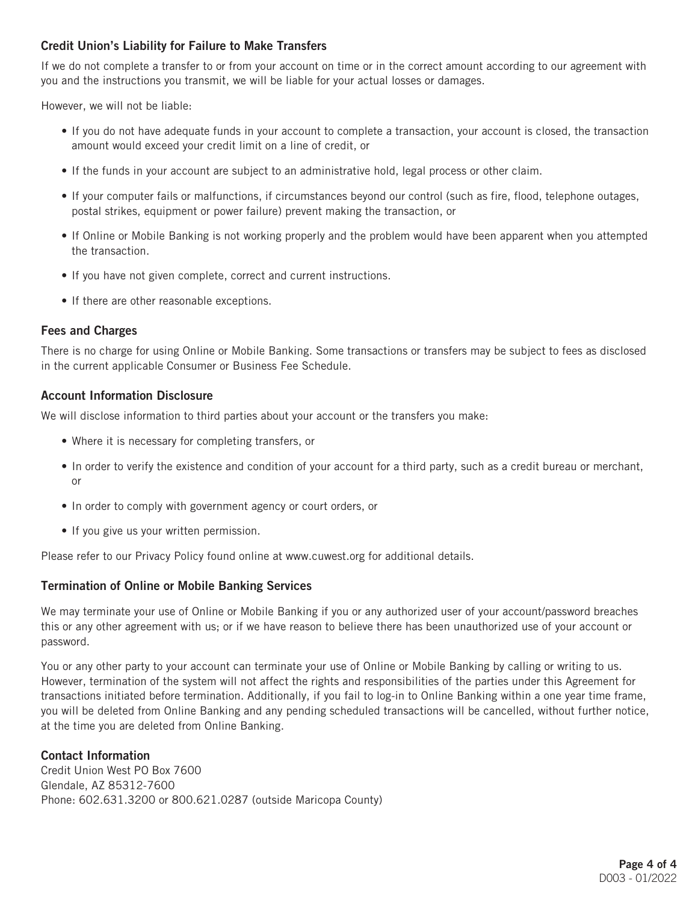### Credit Union's Liability for Failure to Make Transfers

If we do not complete a transfer to or from your account on time or in the correct amount according to our agreement with you and the instructions you transmit, we will be liable for your actual losses or damages.

However, we will not be liable:

- If you do not have adequate funds in your account to complete a transaction, your account is closed, the transaction amount would exceed your credit limit on a line of credit, or
- If the funds in your account are subject to an administrative hold, legal process or other claim.
- If your computer fails or malfunctions, if circumstances beyond our control (such as fire, flood, telephone outages, postal strikes, equipment or power failure) prevent making the transaction, or
- If Online or Mobile Banking is not working properly and the problem would have been apparent when you attempted the transaction.
- If you have not given complete, correct and current instructions.
- If there are other reasonable exceptions.

### Fees and Charges

There is no charge for using Online or Mobile Banking. Some transactions or transfers may be subject to fees as disclosed in the current applicable Consumer or Business Fee Schedule.

### Account Information Disclosure

We will disclose information to third parties about your account or the transfers you make:

- Where it is necessary for completing transfers, or
- In order to verify the existence and condition of your account for a third party, such as a credit bureau or merchant, or
- In order to comply with government agency or court orders, or
- If you give us your written permission.

Please refer to our Privacy Policy found online at www.cuwest.org for additional details.

### Termination of Online or Mobile Banking Services

We may terminate your use of Online or Mobile Banking if you or any authorized user of your account/password breaches this or any other agreement with us; or if we have reason to believe there has been unauthorized use of your account or password.

You or any other party to your account can terminate your use of Online or Mobile Banking by calling or writing to us. However, termination of the system will not affect the rights and responsibilities of the parties under this Agreement for transactions initiated before termination. Additionally, if you fail to log-in to Online Banking within a one year time frame, you will be deleted from Online Banking and any pending scheduled transactions will be cancelled, without further notice, at the time you are deleted from Online Banking.

### Contact Information

Credit Union West PO Box 7600
Glendale, AZ 85312-7600
Phone: 602.631.3200 or 800.621.0287 (outside Maricopa County)

D003 - 01/2022